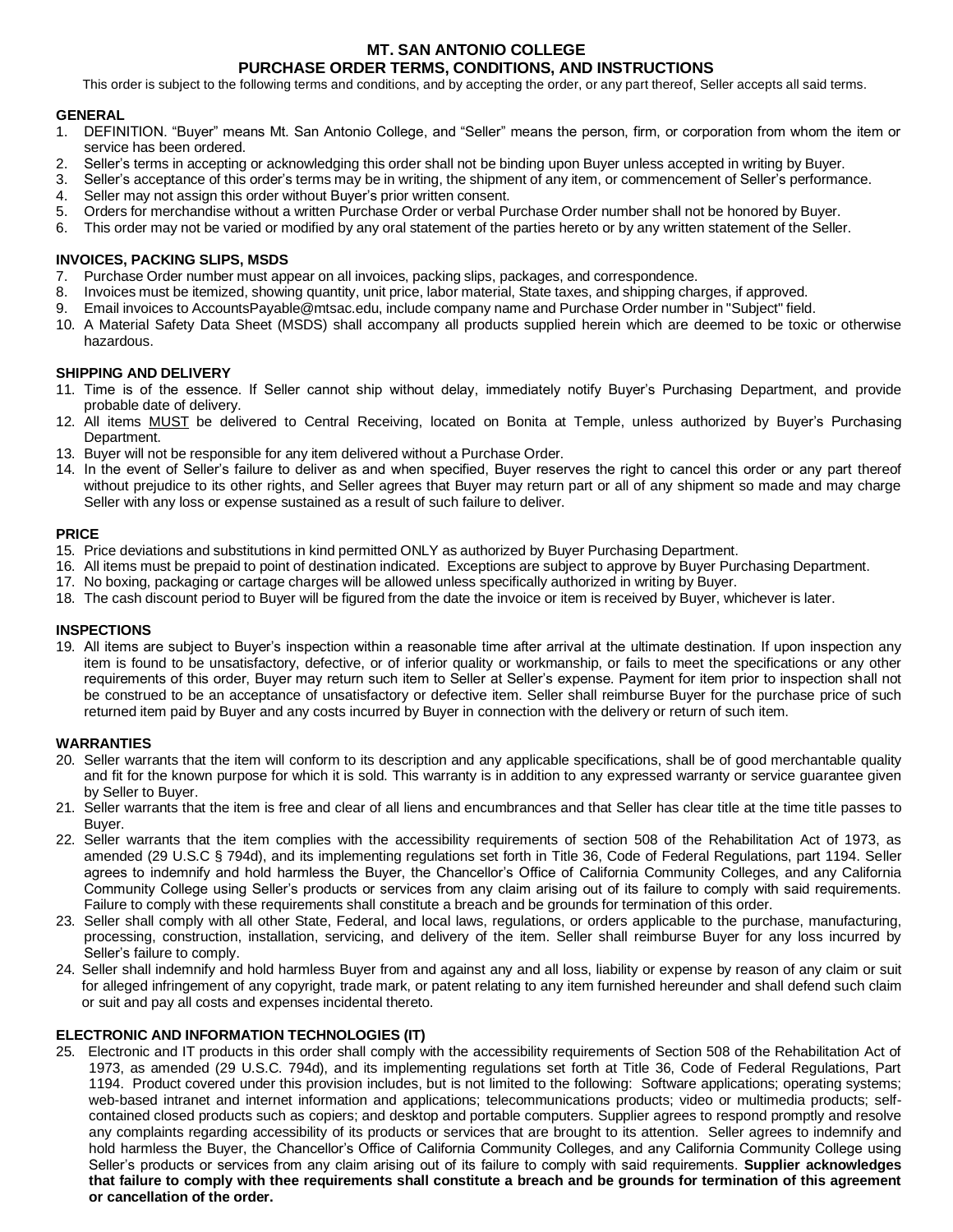# MT. SAN ANTONIO COLLEGE
## PURCHASE ORDER TERMS, CONDITIONS, AND INSTRUCTIONS

This order is subject to the following terms and conditions, and by accepting the order, or any part thereof, Seller accepts all said terms.

### GENERAL

1. DEFINITION. "Buyer" means Mt. San Antonio College, and "Seller" means the person, firm, or corporation from whom the item or service has been ordered.
2. Seller's terms in accepting or acknowledging this order shall not be binding upon Buyer unless accepted in writing by Buyer.
3. Seller's acceptance of this order's terms may be in writing, the shipment of any item, or commencement of Seller's performance.
4. Seller may not assign this order without Buyer's prior written consent.
5. Orders for merchandise without a written Purchase Order or verbal Purchase Order number shall not be honored by Buyer.
6. This order may not be varied or modified by any oral statement of the parties hereto or by any written statement of the Seller.

### INVOICES, PACKING SLIPS, MSDS

7. Purchase Order number must appear on all invoices, packing slips, packages, and correspondence.
8. Invoices must be itemized, showing quantity, unit price, labor material, State taxes, and shipping charges, if approved.
9. Email invoices to AccountsPayable@mtsac.edu, include company name and Purchase Order number in "Subject" field.
10. A Material Safety Data Sheet (MSDS) shall accompany all products supplied herein which are deemed to be toxic or otherwise hazardous.

### SHIPPING AND DELIVERY

11. Time is of the essence. If Seller cannot ship without delay, immediately notify Buyer's Purchasing Department, and provide probable date of delivery.
12. All items MUST be delivered to Central Receiving, located on Bonita at Temple, unless authorized by Buyer's Purchasing Department.
13. Buyer will not be responsible for any item delivered without a Purchase Order.
14. In the event of Seller's failure to deliver as and when specified, Buyer reserves the right to cancel this order or any part thereof without prejudice to its other rights, and Seller agrees that Buyer may return part or all of any shipment so made and may charge Seller with any loss or expense sustained as a result of such failure to deliver.

### PRICE

15. Price deviations and substitutions in kind permitted ONLY as authorized by Buyer Purchasing Department.
16. All items must be prepaid to point of destination indicated. Exceptions are subject to approve by Buyer Purchasing Department.
17. No boxing, packaging or cartage charges will be allowed unless specifically authorized in writing by Buyer.
18. The cash discount period to Buyer will be figured from the date the invoice or item is received by Buyer, whichever is later.

### INSPECTIONS

19. All items are subject to Buyer's inspection within a reasonable time after arrival at the ultimate destination. If upon inspection any item is found to be unsatisfactory, defective, or of inferior quality or workmanship, or fails to meet the specifications or any other requirements of this order, Buyer may return such item to Seller at Seller's expense. Payment for item prior to inspection shall not be construed to be an acceptance of unsatisfactory or defective item. Seller shall reimburse Buyer for the purchase price of such returned item paid by Buyer and any costs incurred by Buyer in connection with the delivery or return of such item.

### WARRANTIES

20. Seller warrants that the item will conform to its description and any applicable specifications, shall be of good merchantable quality and fit for the known purpose for which it is sold. This warranty is in addition to any expressed warranty or service guarantee given by Seller to Buyer.
21. Seller warrants that the item is free and clear of all liens and encumbrances and that Seller has clear title at the time title passes to Buyer.
22. Seller warrants that the item complies with the accessibility requirements of section 508 of the Rehabilitation Act of 1973, as amended (29 U.S.C § 794d), and its implementing regulations set forth in Title 36, Code of Federal Regulations, part 1194. Seller agrees to indemnify and hold harmless the Buyer, the Chancellor's Office of California Community Colleges, and any California Community College using Seller's products or services from any claim arising out of its failure to comply with said requirements. Failure to comply with these requirements shall constitute a breach and be grounds for termination of this order.
23. Seller shall comply with all other State, Federal, and local laws, regulations, or orders applicable to the purchase, manufacturing, processing, construction, installation, servicing, and delivery of the item. Seller shall reimburse Buyer for any loss incurred by Seller's failure to comply.
24. Seller shall indemnify and hold harmless Buyer from and against any and all loss, liability or expense by reason of any claim or suit for alleged infringement of any copyright, trade mark, or patent relating to any item furnished hereunder and shall defend such claim or suit and pay all costs and expenses incidental thereto.

### ELECTRONIC AND INFORMATION TECHNOLOGIES (IT)

25. Electronic and IT products in this order shall comply with the accessibility requirements of Section 508 of the Rehabilitation Act of 1973, as amended (29 U.S.C. 794d), and its implementing regulations set forth at Title 36, Code of Federal Regulations, Part 1194. Product covered under this provision includes, but is not limited to the following: Software applications; operating systems; web-based intranet and internet information and applications; telecommunications products; video or multimedia products; self-contained closed products such as copiers; and desktop and portable computers. Supplier agrees to respond promptly and resolve any complaints regarding accessibility of its products or services that are brought to its attention. Seller agrees to indemnify and hold harmless the Buyer, the Chancellor's Office of California Community Colleges, and any California Community College using Seller's products or services from any claim arising out of its failure to comply with said requirements. **Supplier acknowledges that failure to comply with thee requirements shall constitute a breach and be grounds for termination of this agreement or cancellation of the order.**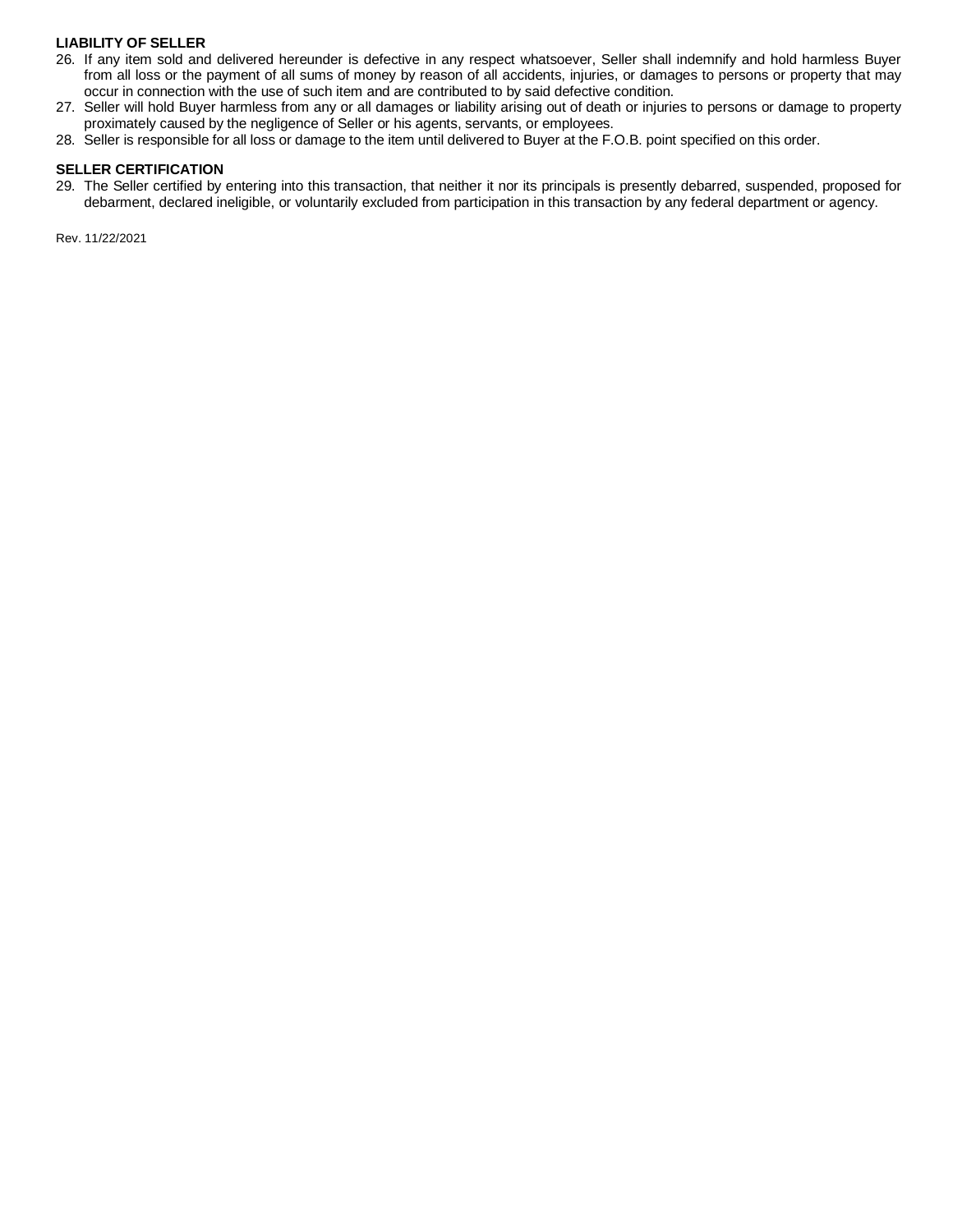**LIABILITY OF SELLER**

26. If any item sold and delivered hereunder is defective in any respect whatsoever, Seller shall indemnify and hold harmless Buyer from all loss or the payment of all sums of money by reason of all accidents, injuries, or damages to persons or property that may occur in connection with the use of such item and are contributed to by said defective condition.
27. Seller will hold Buyer harmless from any or all damages or liability arising out of death or injuries to persons or damage to property proximately caused by the negligence of Seller or his agents, servants, or employees.
28. Seller is responsible for all loss or damage to the item until delivered to Buyer at the F.O.B. point specified on this order.

**SELLER CERTIFICATION**

29. The Seller certified by entering into this transaction, that neither it nor its principals is presently debarred, suspended, proposed for debarment, declared ineligible, or voluntarily excluded from participation in this transaction by any federal department or agency.

Rev. 11/22/2021